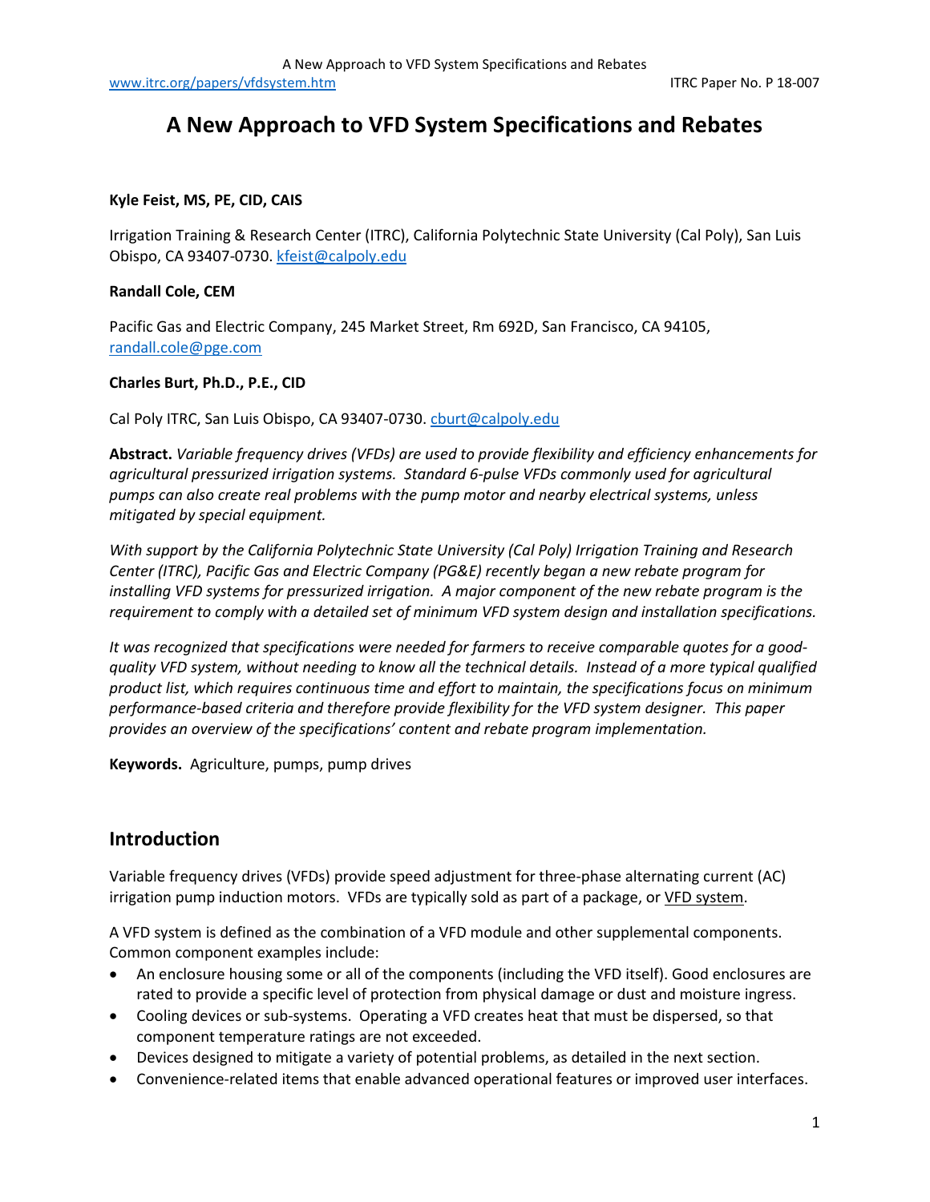# A New Approach to VFD System Specifications and Rebates

**Kyle Feist, MS, PE, CID, CAIS**

Irrigation Training & Research Center (ITRC), California Polytechnic State University (Cal Poly), San Luis Obispo, CA 93407-0730. kfeist@calpoly.edu

**Randall Cole, CEM**

Pacific Gas and Electric Company, 245 Market Street, Rm 692D, San Francisco, CA 94105, randall.cole@pge.com

**Charles Burt, Ph.D., P.E., CID**

Cal Poly ITRC, San Luis Obispo, CA 93407-0730. cburt@calpoly.edu

**Abstract.** *Variable frequency drives (VFDs) are used to provide flexibility and efficiency enhancements for agricultural pressurized irrigation systems. Standard 6-pulse VFDs commonly used for agricultural pumps can also create real problems with the pump motor and nearby electrical systems, unless mitigated by special equipment.*

*With support by the California Polytechnic State University (Cal Poly) Irrigation Training and Research Center (ITRC), Pacific Gas and Electric Company (PG&E) recently began a new rebate program for installing VFD systems for pressurized irrigation. A major component of the new rebate program is the requirement to comply with a detailed set of minimum VFD system design and installation specifications.*

*It was recognized that specifications were needed for farmers to receive comparable quotes for a good-quality VFD system, without needing to know all the technical details. Instead of a more typical qualified product list, which requires continuous time and effort to maintain, the specifications focus on minimum performance-based criteria and therefore provide flexibility for the VFD system designer. This paper provides an overview of the specifications' content and rebate program implementation.*

**Keywords.** Agriculture, pumps, pump drives

## Introduction

Variable frequency drives (VFDs) provide speed adjustment for three-phase alternating current (AC) irrigation pump induction motors. VFDs are typically sold as part of a package, or VFD system.

A VFD system is defined as the combination of a VFD module and other supplemental components. Common component examples include:

- An enclosure housing some or all of the components (including the VFD itself). Good enclosures are rated to provide a specific level of protection from physical damage or dust and moisture ingress.
- Cooling devices or sub-systems. Operating a VFD creates heat that must be dispersed, so that component temperature ratings are not exceeded.
- Devices designed to mitigate a variety of potential problems, as detailed in the next section.
- Convenience-related items that enable advanced operational features or improved user interfaces.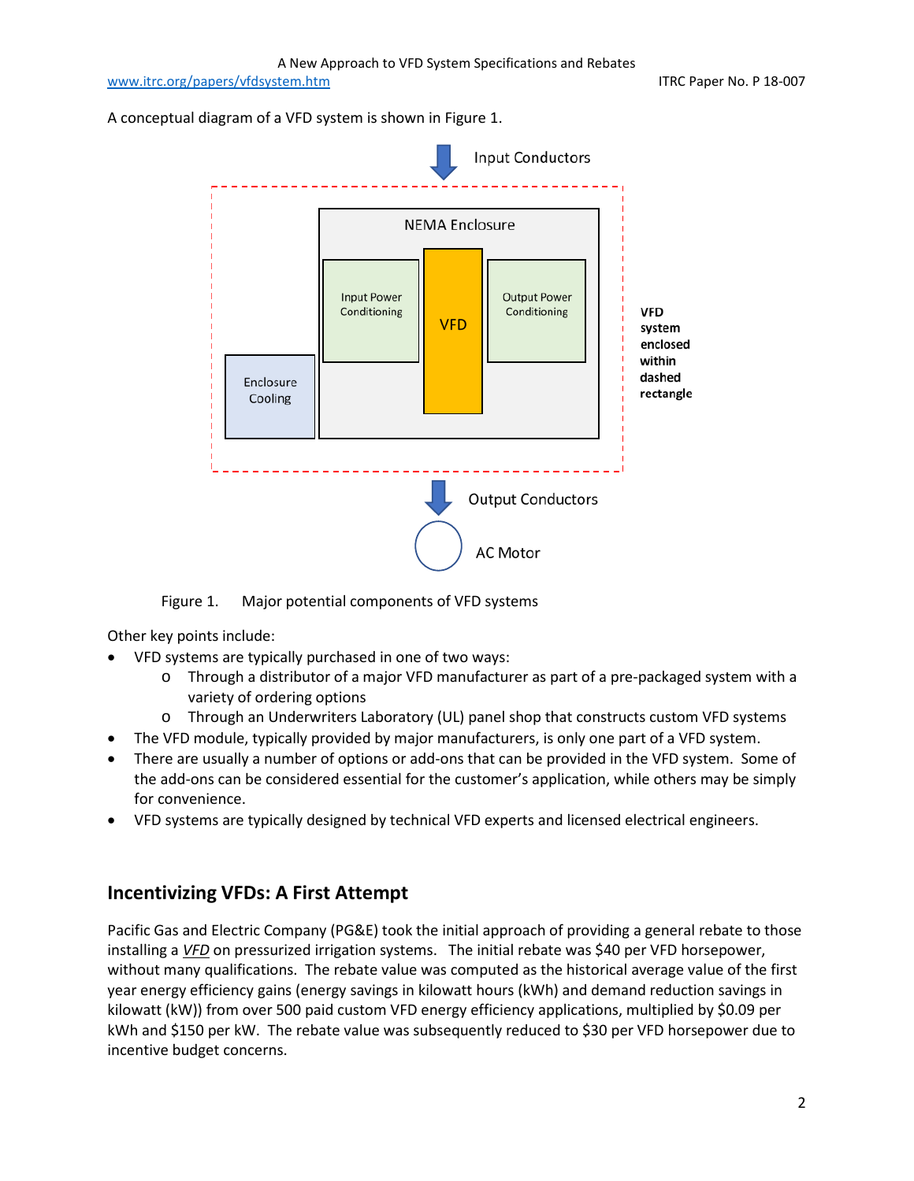A conceptual diagram of a VFD system is shown in Figure 1.

Input Conductors

NEMA Enclosure

Input Power Conditioning

VFD

Output Power Conditioning

Enclosure Cooling

**VFD system enclosed within dashed rectangle**

Output Conductors

AC Motor

Figure 1. Major potential components of VFD systems

Other key points include:

- VFD systems are typically purchased in one of two ways:
  - Through a distributor of a major VFD manufacturer as part of a pre-packaged system with a variety of ordering options
  - Through an Underwriters Laboratory (UL) panel shop that constructs custom VFD systems
- The VFD module, typically provided by major manufacturers, is only one part of a VFD system.
- There are usually a number of options or add-ons that can be provided in the VFD system. Some of the add-ons can be considered essential for the customer's application, while others may be simply for convenience.
- VFD systems are typically designed by technical VFD experts and licensed electrical engineers.

## Incentivizing VFDs: A First Attempt

Pacific Gas and Electric Company (PG&E) took the initial approach of providing a general rebate to those installing a *VFD* on pressurized irrigation systems. The initial rebate was $40 per VFD horsepower, without many qualifications. The rebate value was computed as the historical average value of the first year energy efficiency gains (energy savings in kilowatt hours (kWh) and demand reduction savings in kilowatt (kW)) from over 500 paid custom VFD energy efficiency applications, multiplied by $0.09 per kWh and $150 per kW. The rebate value was subsequently reduced to $30 per VFD horsepower due to incentive budget concerns.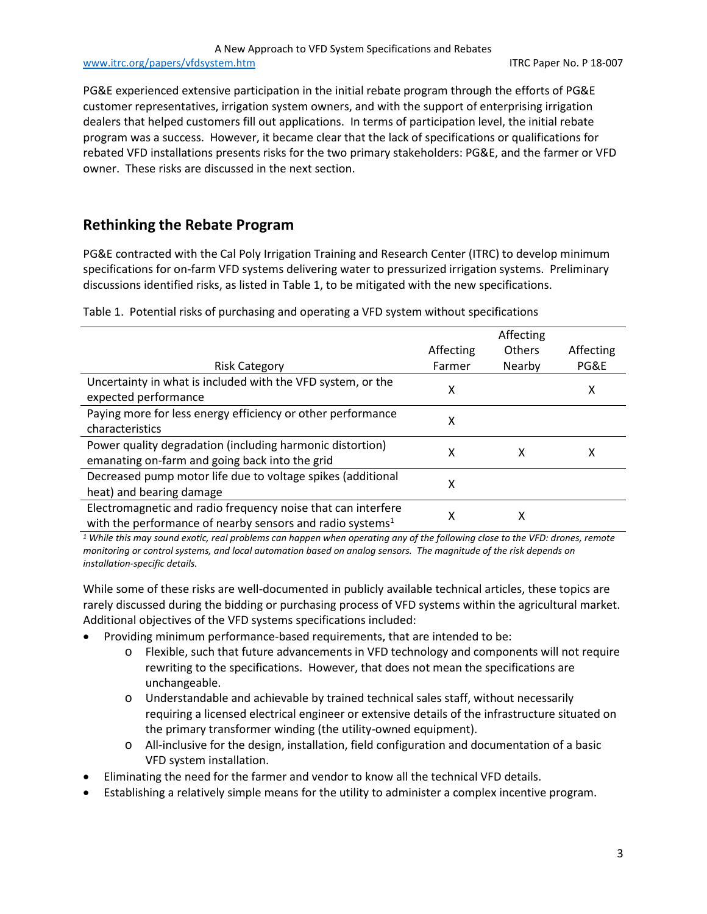PG&E experienced extensive participation in the initial rebate program through the efforts of PG&E customer representatives, irrigation system owners, and with the support of enterprising irrigation dealers that helped customers fill out applications. In terms of participation level, the initial rebate program was a success. However, it became clear that the lack of specifications or qualifications for rebated VFD installations presents risks for the two primary stakeholders: PG&E, and the farmer or VFD owner. These risks are discussed in the next section.

## Rethinking the Rebate Program

PG&E contracted with the Cal Poly Irrigation Training and Research Center (ITRC) to develop minimum specifications for on-farm VFD systems delivering water to pressurized irrigation systems. Preliminary discussions identified risks, as listed in Table 1, to be mitigated with the new specifications.

Table 1. Potential risks of purchasing and operating a VFD system without specifications

| Risk Category | Affecting Farmer | Affecting Others Nearby | Affecting PG&E |
|---|---|---|---|
| Uncertainty in what is included with the VFD system, or the expected performance | X | | X |
| Paying more for less energy efficiency or other performance characteristics | X | | |
| Power quality degradation (including harmonic distortion) emanating on-farm and going back into the grid | X | X | X |
| Decreased pump motor life due to voltage spikes (additional heat) and bearing damage | X | | |
| Electromagnetic and radio frequency noise that can interfere with the performance of nearby sensors and radio systems[1] | X | X | |

*[1] While this may sound exotic, real problems can happen when operating any of the following close to the VFD: drones, remote monitoring or control systems, and local automation based on analog sensors. The magnitude of the risk depends on installation-specific details.*

While some of these risks are well-documented in publicly available technical articles, these topics are rarely discussed during the bidding or purchasing process of VFD systems within the agricultural market. Additional objectives of the VFD systems specifications included:

- Providing minimum performance-based requirements, that are intended to be:
  - Flexible, such that future advancements in VFD technology and components will not require rewriting to the specifications. However, that does not mean the specifications are unchangeable.
  - Understandable and achievable by trained technical sales staff, without necessarily requiring a licensed electrical engineer or extensive details of the infrastructure situated on the primary transformer winding (the utility-owned equipment).
  - All-inclusive for the design, installation, field configuration and documentation of a basic VFD system installation.
- Eliminating the need for the farmer and vendor to know all the technical VFD details.
- Establishing a relatively simple means for the utility to administer a complex incentive program.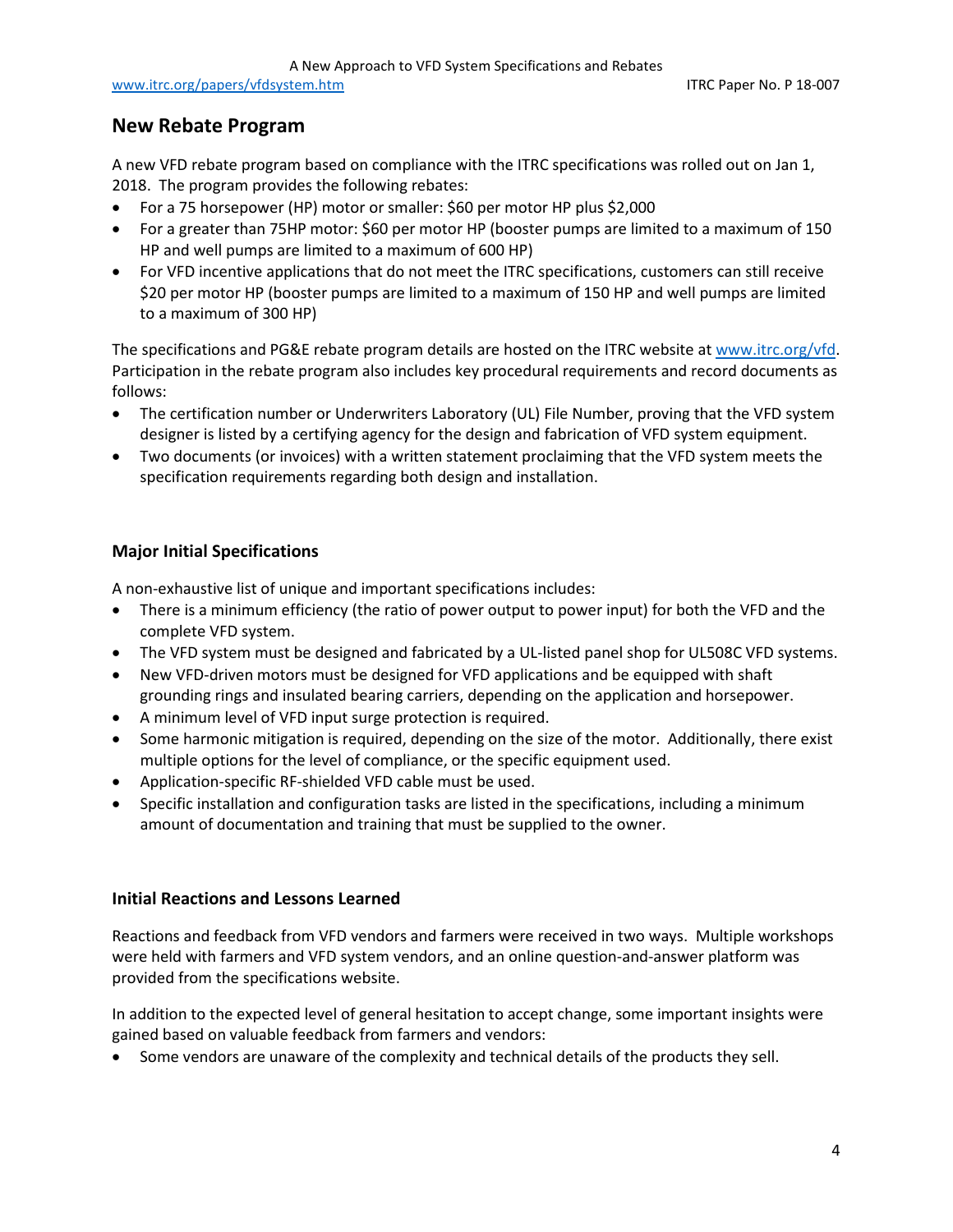## New Rebate Program

A new VFD rebate program based on compliance with the ITRC specifications was rolled out on Jan 1, 2018. The program provides the following rebates:

- For a 75 horsepower (HP) motor or smaller: $60 per motor HP plus $2,000
- For a greater than 75HP motor: $60 per motor HP (booster pumps are limited to a maximum of 150 HP and well pumps are limited to a maximum of 600 HP)
- For VFD incentive applications that do not meet the ITRC specifications, customers can still receive $20 per motor HP (booster pumps are limited to a maximum of 150 HP and well pumps are limited to a maximum of 300 HP)

The specifications and PG&E rebate program details are hosted on the ITRC website at www.itrc.org/vfd. Participation in the rebate program also includes key procedural requirements and record documents as follows:

- The certification number or Underwriters Laboratory (UL) File Number, proving that the VFD system designer is listed by a certifying agency for the design and fabrication of VFD system equipment.
- Two documents (or invoices) with a written statement proclaiming that the VFD system meets the specification requirements regarding both design and installation.

### Major Initial Specifications

A non-exhaustive list of unique and important specifications includes:

- There is a minimum efficiency (the ratio of power output to power input) for both the VFD and the complete VFD system.
- The VFD system must be designed and fabricated by a UL-listed panel shop for UL508C VFD systems.
- New VFD-driven motors must be designed for VFD applications and be equipped with shaft grounding rings and insulated bearing carriers, depending on the application and horsepower.
- A minimum level of VFD input surge protection is required.
- Some harmonic mitigation is required, depending on the size of the motor. Additionally, there exist multiple options for the level of compliance, or the specific equipment used.
- Application-specific RF-shielded VFD cable must be used.
- Specific installation and configuration tasks are listed in the specifications, including a minimum amount of documentation and training that must be supplied to the owner.

### Initial Reactions and Lessons Learned

Reactions and feedback from VFD vendors and farmers were received in two ways. Multiple workshops were held with farmers and VFD system vendors, and an online question-and-answer platform was provided from the specifications website.

In addition to the expected level of general hesitation to accept change, some important insights were gained based on valuable feedback from farmers and vendors:

- Some vendors are unaware of the complexity and technical details of the products they sell.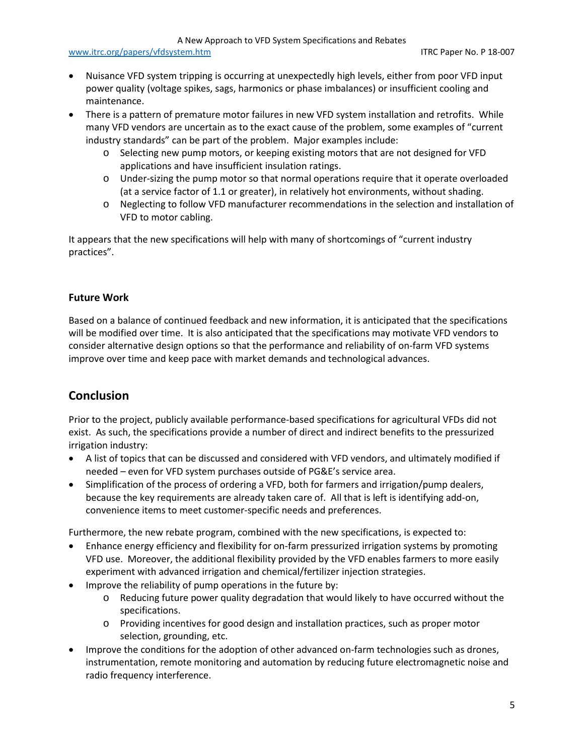- Nuisance VFD system tripping is occurring at unexpectedly high levels, either from poor VFD input power quality (voltage spikes, sags, harmonics or phase imbalances) or insufficient cooling and maintenance.
- There is a pattern of premature motor failures in new VFD system installation and retrofits. While many VFD vendors are uncertain as to the exact cause of the problem, some examples of "current industry standards" can be part of the problem. Major examples include:
  - Selecting new pump motors, or keeping existing motors that are not designed for VFD applications and have insufficient insulation ratings.
  - Under-sizing the pump motor so that normal operations require that it operate overloaded (at a service factor of 1.1 or greater), in relatively hot environments, without shading.
  - Neglecting to follow VFD manufacturer recommendations in the selection and installation of VFD to motor cabling.

It appears that the new specifications will help with many of shortcomings of "current industry practices".

### Future Work

Based on a balance of continued feedback and new information, it is anticipated that the specifications will be modified over time. It is also anticipated that the specifications may motivate VFD vendors to consider alternative design options so that the performance and reliability of on-farm VFD systems improve over time and keep pace with market demands and technological advances.

## Conclusion

Prior to the project, publicly available performance-based specifications for agricultural VFDs did not exist. As such, the specifications provide a number of direct and indirect benefits to the pressurized irrigation industry:

- A list of topics that can be discussed and considered with VFD vendors, and ultimately modified if needed – even for VFD system purchases outside of PG&E's service area.
- Simplification of the process of ordering a VFD, both for farmers and irrigation/pump dealers, because the key requirements are already taken care of. All that is left is identifying add-on, convenience items to meet customer-specific needs and preferences.

Furthermore, the new rebate program, combined with the new specifications, is expected to:

- Enhance energy efficiency and flexibility for on-farm pressurized irrigation systems by promoting VFD use. Moreover, the additional flexibility provided by the VFD enables farmers to more easily experiment with advanced irrigation and chemical/fertilizer injection strategies.
- Improve the reliability of pump operations in the future by:
  - Reducing future power quality degradation that would likely to have occurred without the specifications.
  - Providing incentives for good design and installation practices, such as proper motor selection, grounding, etc.
- Improve the conditions for the adoption of other advanced on-farm technologies such as drones, instrumentation, remote monitoring and automation by reducing future electromagnetic noise and radio frequency interference.